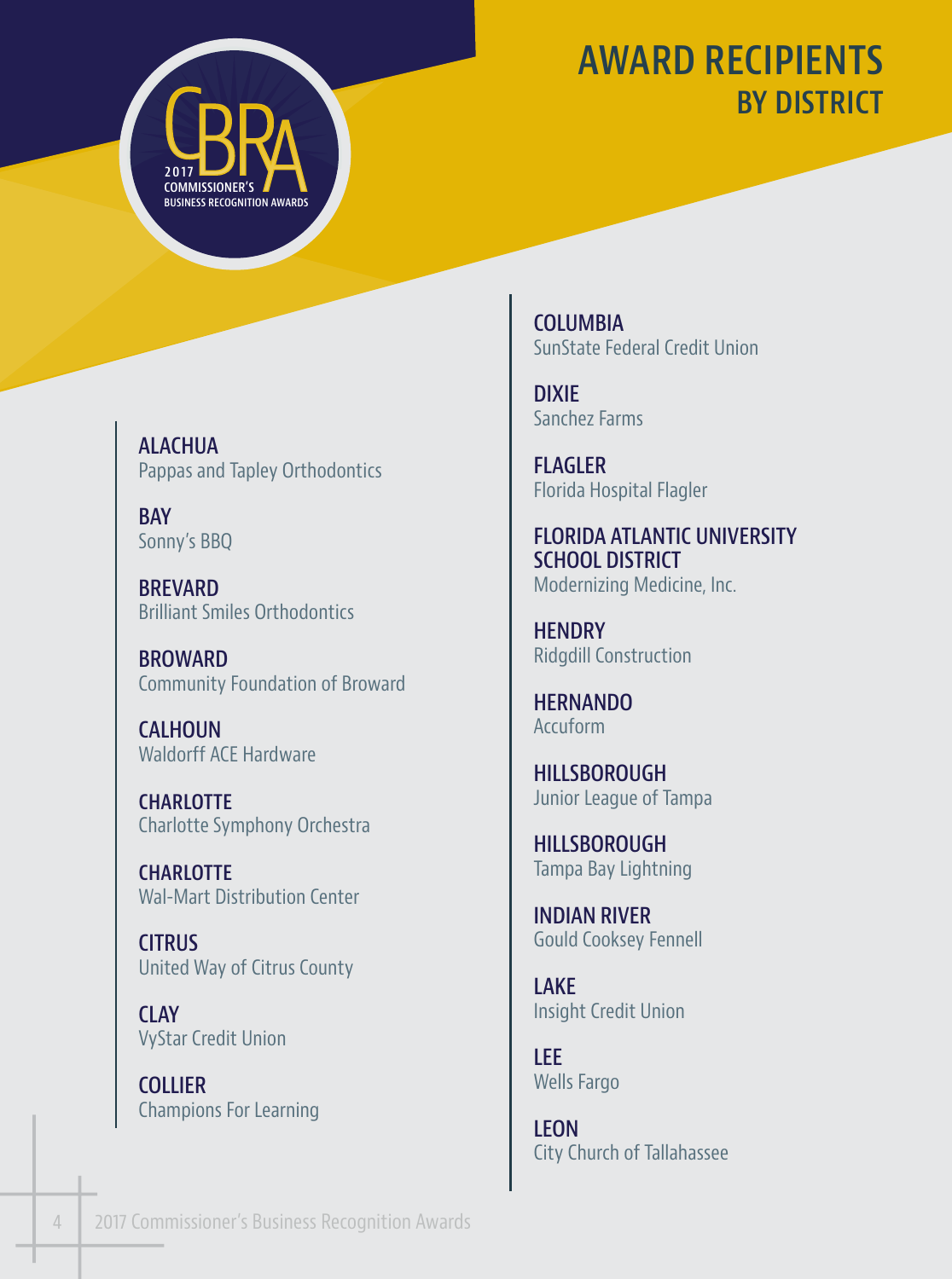# AWARD RECIPIENTS
## BY DISTRICT

2017 COMMISSIONER'S BUSINESS RECOGNITION AWARDS

**ALACHUA**
Pappas and Tapley Orthodontics

**BAY**
Sonny's BBQ

**BREVARD**
Brilliant Smiles Orthodontics

**BROWARD**
Community Foundation of Broward

**CALHOUN**
Waldorff ACE Hardware

**CHARLOTTE**
Charlotte Symphony Orchestra

**CHARLOTTE**
Wal-Mart Distribution Center

**CITRUS**
United Way of Citrus County

**CLAY**
VyStar Credit Union

**COLLIER**
Champions For Learning

**COLUMBIA**
SunState Federal Credit Union

**DIXIE**
Sanchez Farms

**FLAGLER**
Florida Hospital Flagler

**FLORIDA ATLANTIC UNIVERSITY SCHOOL DISTRICT**
Modernizing Medicine, Inc.

**HENDRY**
Ridgdill Construction

**HERNANDO**
Accuform

**HILLSBOROUGH**
Junior League of Tampa

**HILLSBOROUGH**
Tampa Bay Lightning

**INDIAN RIVER**
Gould Cooksey Fennell

**LAKE**
Insight Credit Union

**LEE**
Wells Fargo

**LEON**
City Church of Tallahassee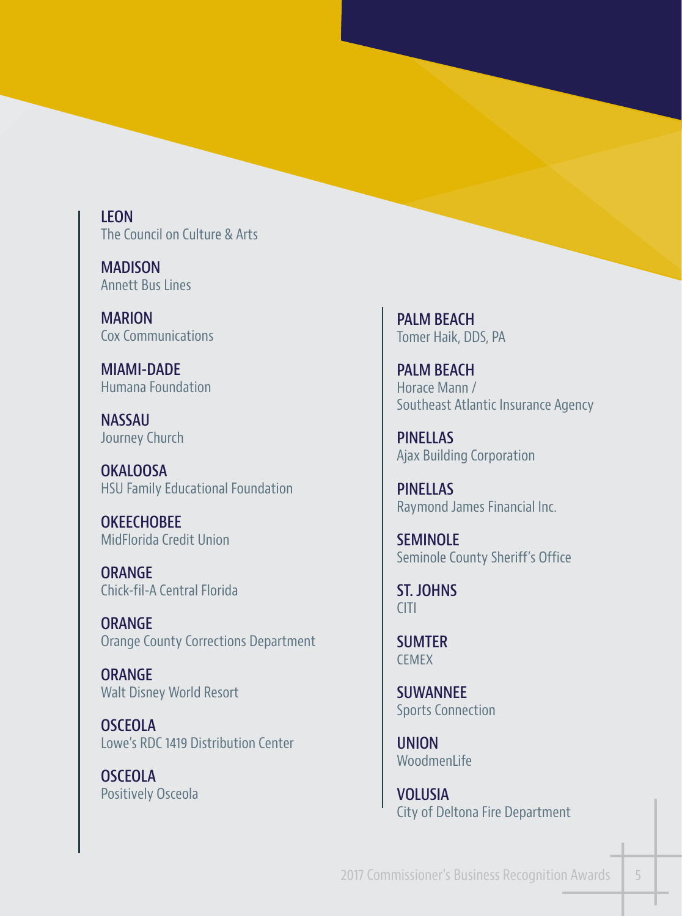**LEON**
The Council on Culture & Arts

**MADISON**
Annett Bus Lines

**MARION**
Cox Communications

**MIAMI-DADE**
Humana Foundation

**NASSAU**
Journey Church

**OKALOOSA**
HSU Family Educational Foundation

**OKEECHOBEE**
MidFlorida Credit Union

**ORANGE**
Chick-fil-A Central Florida

**ORANGE**
Orange County Corrections Department

**ORANGE**
Walt Disney World Resort

**OSCEOLA**
Lowe's RDC 1419 Distribution Center

**OSCEOLA**
Positively Osceola

**PALM BEACH**
Tomer Haik, DDS, PA

**PALM BEACH**
Horace Mann /
Southeast Atlantic Insurance Agency

**PINELLAS**
Ajax Building Corporation

**PINELLAS**
Raymond James Financial Inc.

**SEMINOLE**
Seminole County Sheriff's Office

**ST. JOHNS**
CITI

**SUMTER**
CEMEX

**SUWANNEE**
Sports Connection

**UNION**
WoodmenLife

**VOLUSIA**
City of Deltona Fire Department